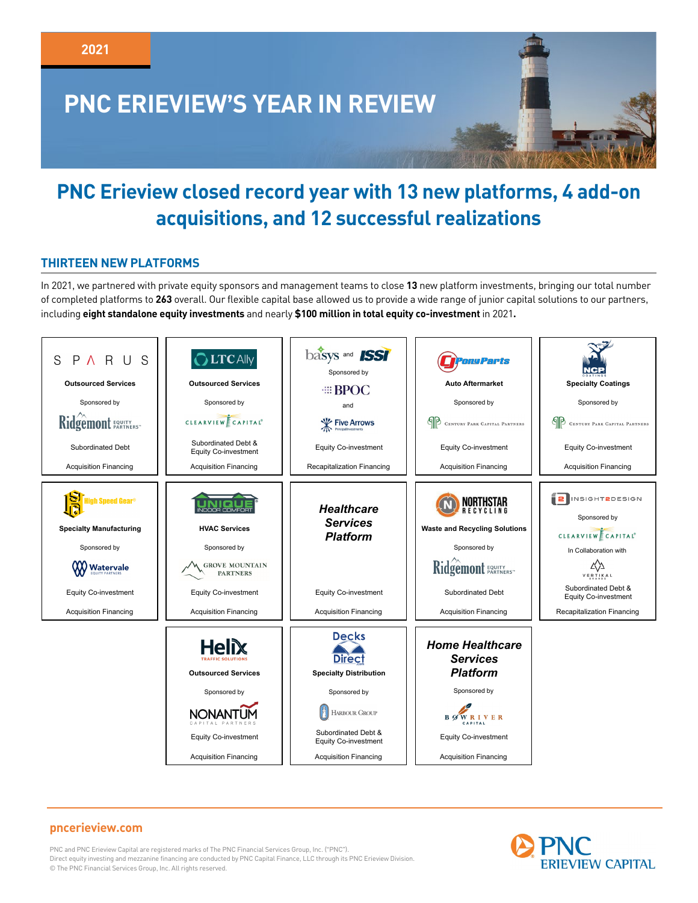2021

# PNC ERIEVIEW'S YEAR IN REVIEW

## PNC Erieview closed record year with 13 new platforms, 4 add-on acquisitions, and 12 successful realizations

### THIRTEEN NEW PLATFORMS

In 2021, we partnered with private equity sponsors and management teams to close **13** new platform investments, bringing our total number of completed platforms to **263** overall. Our flexible capital base allowed us to provide a wide range of junior capital solutions to our partners, including **eight standalone equity investments** and nearly **$100 million in total equity co-investment** in 2021**.**

| Company | Industry | Sponsor | Investment | Financing |
|---|---|---|---|---|
| SPARUS | Outsourced Services | Ridgemont Equity Partners | Subordinated Debt | Acquisition Financing |
| LTC Ally | Outsourced Services | Clearview Capital | Subordinated Debt & Equity Co-investment | Acquisition Financing |
| basys and ISSI | | BPOC and Five Arrows | Equity Co-investment | Recapitalization Financing |
| PowerParts | Auto Aftermarket | Century Park Capital Partners | Equity Co-investment | Acquisition Financing |
| NCP Coatings | Specialty Coatings | Century Park Capital Partners | Equity Co-investment | Acquisition Financing |
| High Speed Gear | Specialty Manufacturing | Watervale Equity Partners | Equity Co-investment | Acquisition Financing |
| Unique Indoor Comfort | HVAC Services | Grove Mountain Partners | Equity Co-investment | Acquisition Financing |
| *Healthcare Services Platform* | | | Equity Co-investment | Acquisition Financing |
| Northstar Recycling | Waste and Recycling Solutions | Ridgemont Equity Partners | Subordinated Debt | Acquisition Financing |
| Insight2Design | | Clearview Capital, In Collaboration with Vertikal Brands | Subordinated Debt & Equity Co-investment | Recapitalization Financing |
| Helix Traffic Solutions | Outsourced Services | Nonantum Capital Partners | Equity Co-investment | Acquisition Financing |
| Decks Direct | Specialty Distribution | Harbour Group | Subordinated Debt & Equity Co-investment | Acquisition Financing |
| *Home Healthcare Services Platform* | | Bow River Capital | Equity Co-investment | Acquisition Financing |

pncerieview.com

PNC and PNC Erieview Capital are registered marks of The PNC Financial Services Group, Inc. ("PNC").
Direct equity investing and mezzanine financing are conducted by PNC Capital Finance, LLC through its PNC Erieview Division.
© The PNC Financial Services Group, Inc. All rights reserved.

PNC ERIEVIEW CAPITAL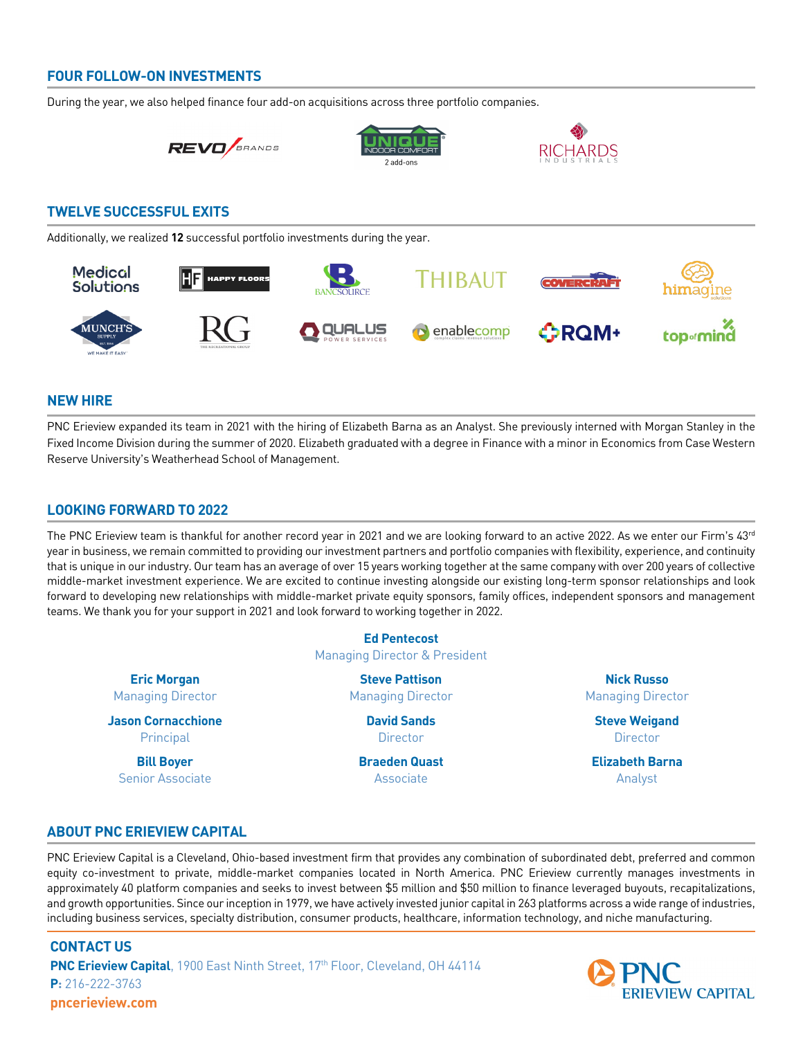## FOUR FOLLOW-ON INVESTMENTS

During the year, we also helped finance four add-on acquisitions across three portfolio companies.

REVO BRANDS

UNIQUE INDOOR COMFORT
2 add-ons

RICHARDS INDUSTRIALS

## TWELVE SUCCESSFUL EXITS

Additionally, we realized **12** successful portfolio investments during the year.

Medical Solutions

HF HAPPY FLOORS

BANCSOURCE

THIBAUT

COVERCRAFT

himagine solutions

MUNCH'S SUPPLY

RG THE RECREATIONAL GROUP

QUALUS POWER SERVICES

enablecomp

RQM+

top of mind

## NEW HIRE

PNC Erieview expanded its team in 2021 with the hiring of Elizabeth Barna as an Analyst. She previously interned with Morgan Stanley in the Fixed Income Division during the summer of 2020. Elizabeth graduated with a degree in Finance with a minor in Economics from Case Western Reserve University's Weatherhead School of Management.

## LOOKING FORWARD TO 2022

The PNC Erieview team is thankful for another record year in 2021 and we are looking forward to an active 2022. As we enter our Firm's 43rd year in business, we remain committed to providing our investment partners and portfolio companies with flexibility, experience, and continuity that is unique in our industry. Our team has an average of over 15 years working together at the same company with over 200 years of collective middle-market investment experience. We are excited to continue investing alongside our existing long-term sponsor relationships and look forward to developing new relationships with middle-market private equity sponsors, family offices, independent sponsors and management teams. We thank you for your support in 2021 and look forward to working together in 2022.

**Ed Pentecost**
Managing Director & President

**Eric Morgan**
Managing Director

**Steve Pattison**
Managing Director

**Nick Russo**
Managing Director

**Jason Cornacchione**
Principal

**David Sands**
Director

**Steve Weigand**
Director

**Bill Boyer**
Senior Associate

**Braeden Quast**
Associate

**Elizabeth Barna**
Analyst

## ABOUT PNC ERIEVIEW CAPITAL

PNC Erieview Capital is a Cleveland, Ohio-based investment firm that provides any combination of subordinated debt, preferred and common equity co-investment to private, middle-market companies located in North America. PNC Erieview currently manages investments in approximately 40 platform companies and seeks to invest between $5 million and $50 million to finance leveraged buyouts, recapitalizations, and growth opportunities. Since our inception in 1979, we have actively invested junior capital in 263 platforms across a wide range of industries, including business services, specialty distribution, consumer products, healthcare, information technology, and niche manufacturing.

## CONTACT US

**PNC Erieview Capital**, 1900 East Ninth Street, 17th Floor, Cleveland, OH 44114
**P:** 216-222-3763
**pncerieview.com**

PNC ERIEVIEW CAPITAL